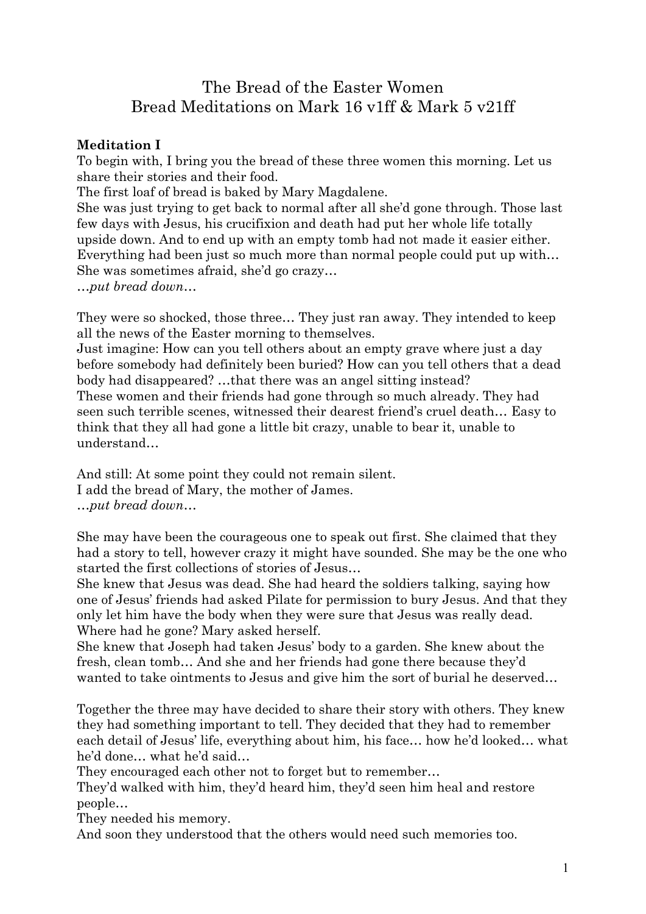# The Bread of the Easter Women
## Bread Meditations on Mark 16 v1ff & Mark 5 v21ff

**Meditation I**

To begin with, I bring you the bread of these three women this morning. Let us share their stories and their food.
The first loaf of bread is baked by Mary Magdalene.
She was just trying to get back to normal after all she'd gone through. Those last few days with Jesus, his crucifixion and death had put her whole life totally upside down. And to end up with an empty tomb had not made it easier either. Everything had been just so much more than normal people could put up with… She was sometimes afraid, she'd go crazy…
*…put bread down…*

They were so shocked, those three… They just ran away. They intended to keep all the news of the Easter morning to themselves.
Just imagine: How can you tell others about an empty grave where just a day before somebody had definitely been buried? How can you tell others that a dead body had disappeared? …that there was an angel sitting instead?
These women and their friends had gone through so much already. They had seen such terrible scenes, witnessed their dearest friend's cruel death… Easy to think that they all had gone a little bit crazy, unable to bear it, unable to understand…

And still: At some point they could not remain silent.
I add the bread of Mary, the mother of James.
*…put bread down…*

She may have been the courageous one to speak out first. She claimed that they had a story to tell, however crazy it might have sounded. She may be the one who started the first collections of stories of Jesus…
She knew that Jesus was dead. She had heard the soldiers talking, saying how one of Jesus' friends had asked Pilate for permission to bury Jesus. And that they only let him have the body when they were sure that Jesus was really dead. Where had he gone? Mary asked herself.
She knew that Joseph had taken Jesus' body to a garden. She knew about the fresh, clean tomb… And she and her friends had gone there because they'd wanted to take ointments to Jesus and give him the sort of burial he deserved…

Together the three may have decided to share their story with others. They knew they had something important to tell. They decided that they had to remember each detail of Jesus' life, everything about him, his face… how he'd looked… what he'd done… what he'd said…
They encouraged each other not to forget but to remember…
They'd walked with him, they'd heard him, they'd seen him heal and restore people…
They needed his memory.
And soon they understood that the others would need such memories too.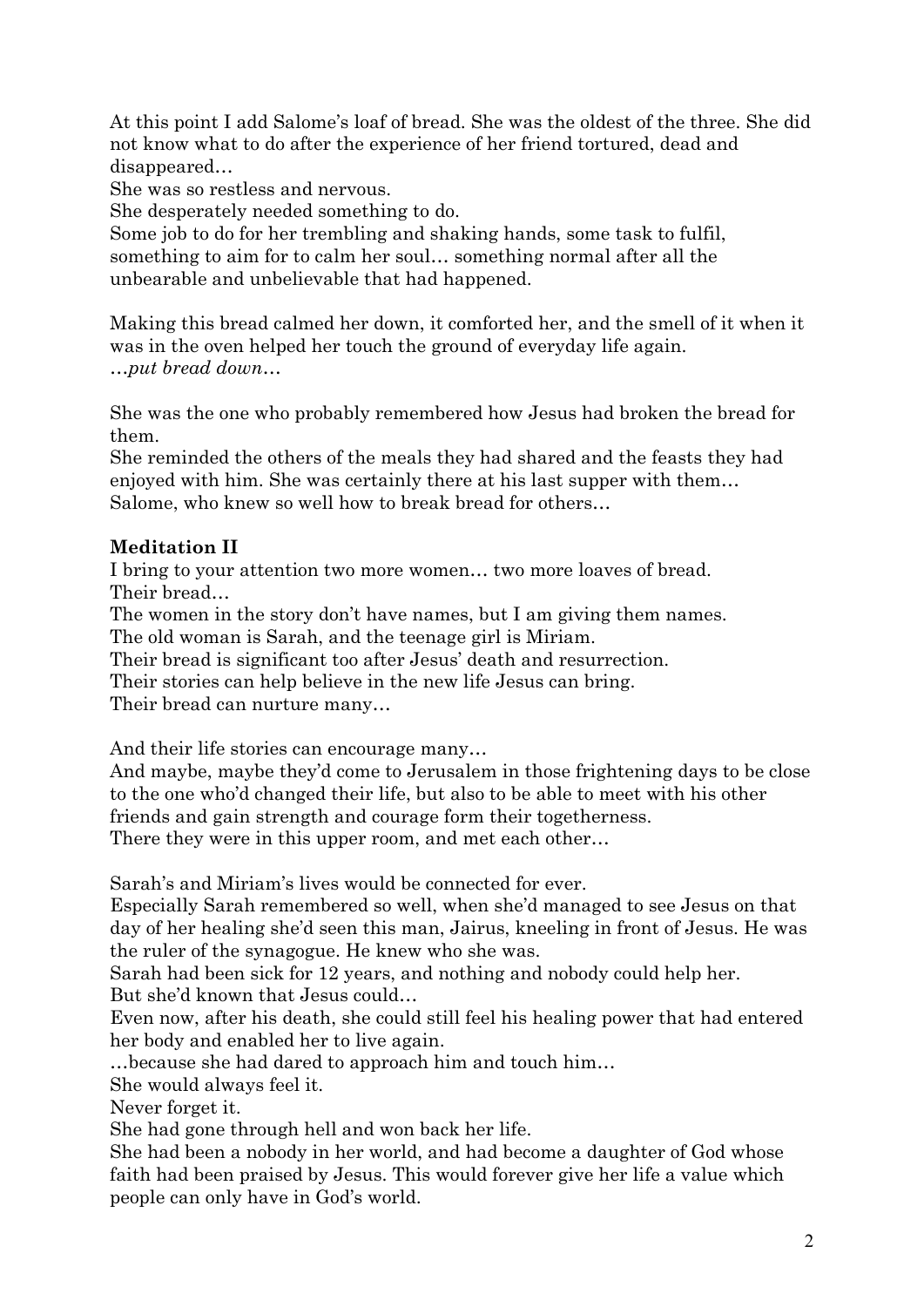At this point I add Salome's loaf of bread. She was the oldest of the three. She did not know what to do after the experience of her friend tortured, dead and disappeared…

She was so restless and nervous.

She desperately needed something to do.

Some job to do for her trembling and shaking hands, some task to fulfil, something to aim for to calm her soul… something normal after all the unbearable and unbelievable that had happened.

Making this bread calmed her down, it comforted her, and the smell of it when it was in the oven helped her touch the ground of everyday life again.

*…put bread down…*

She was the one who probably remembered how Jesus had broken the bread for them.

She reminded the others of the meals they had shared and the feasts they had enjoyed with him. She was certainly there at his last supper with them…

Salome, who knew so well how to break bread for others…

**Meditation II**

I bring to your attention two more women… two more loaves of bread.

Their bread…

The women in the story don't have names, but I am giving them names.

The old woman is Sarah, and the teenage girl is Miriam.

Their bread is significant too after Jesus' death and resurrection.

Their stories can help believe in the new life Jesus can bring.

Their bread can nurture many…

And their life stories can encourage many…

And maybe, maybe they'd come to Jerusalem in those frightening days to be close to the one who'd changed their life, but also to be able to meet with his other friends and gain strength and courage form their togetherness.

There they were in this upper room, and met each other…

Sarah's and Miriam's lives would be connected for ever.

Especially Sarah remembered so well, when she'd managed to see Jesus on that day of her healing she'd seen this man, Jairus, kneeling in front of Jesus. He was the ruler of the synagogue. He knew who she was.

Sarah had been sick for 12 years, and nothing and nobody could help her.

But she'd known that Jesus could…

Even now, after his death, she could still feel his healing power that had entered her body and enabled her to live again.

…because she had dared to approach him and touch him…

She would always feel it.

Never forget it.

She had gone through hell and won back her life.

She had been a nobody in her world, and had become a daughter of God whose faith had been praised by Jesus. This would forever give her life a value which people can only have in God's world.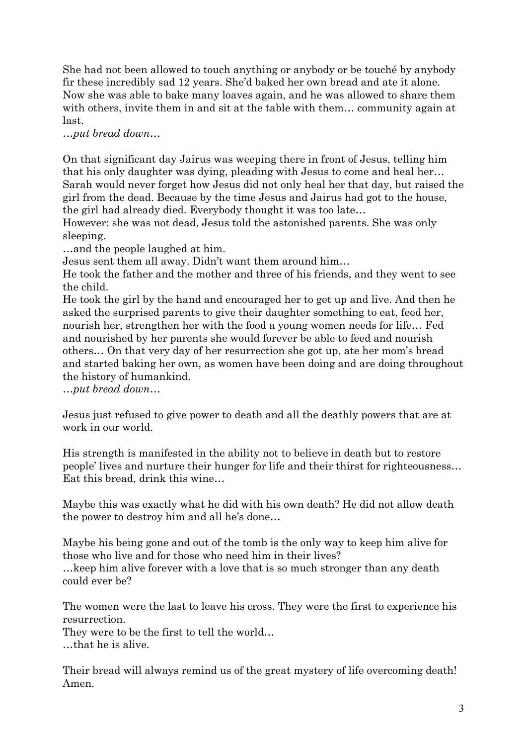She had not been allowed to touch anything or anybody or be touché by anybody fir these incredibly sad 12 years. She'd baked her own bread and ate it alone. Now she was able to bake many loaves again, and he was allowed to share them with others, invite them in and sit at the table with them… community again at last.
*…put bread down…*

On that significant day Jairus was weeping there in front of Jesus, telling him that his only daughter was dying, pleading with Jesus to come and heal her… Sarah would never forget how Jesus did not only heal her that day, but raised the girl from the dead. Because by the time Jesus and Jairus had got to the house, the girl had already died. Everybody thought it was too late…
However: she was not dead, Jesus told the astonished parents. She was only sleeping.
…and the people laughed at him.
Jesus sent them all away. Didn't want them around him…
He took the father and the mother and three of his friends, and they went to see the child.
He took the girl by the hand and encouraged her to get up and live. And then he asked the surprised parents to give their daughter something to eat, feed her, nourish her, strengthen her with the food a young women needs for life… Fed and nourished by her parents she would forever be able to feed and nourish others… On that very day of her resurrection she got up, ate her mom's bread and started baking her own, as women have been doing and are doing throughout the history of humankind.
*…put bread down…*

Jesus just refused to give power to death and all the deathly powers that are at work in our world.

His strength is manifested in the ability not to believe in death but to restore people' lives and nurture their hunger for life and their thirst for righteousness… Eat this bread, drink this wine…

Maybe this was exactly what he did with his own death? He did not allow death the power to destroy him and all he's done…

Maybe his being gone and out of the tomb is the only way to keep him alive for those who live and for those who need him in their lives?
…keep him alive forever with a love that is so much stronger than any death could ever be?

The women were the last to leave his cross. They were the first to experience his resurrection.
They were to be the first to tell the world…
…that he is alive.

Their bread will always remind us of the great mystery of life overcoming death!
Amen.